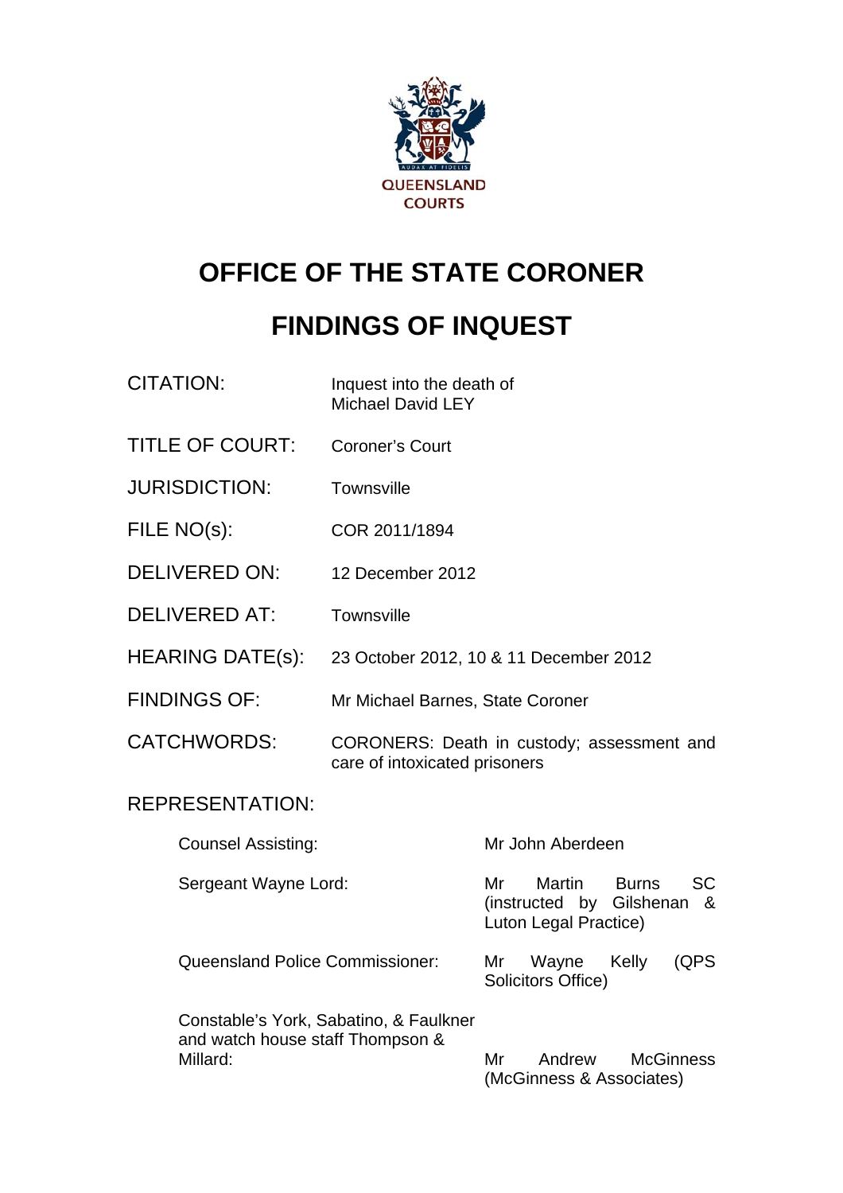# OFFICE OF THE STATE CORONER

# FINDINGS OF INQUEST

| | |
|---|---|
| CITATION: | Inquest into the death of Michael David LEY |
| TITLE OF COURT: | Coroner's Court |
| JURISDICTION: | Townsville |
| FILE NO(s): | COR 2011/1894 |
| DELIVERED ON: | 12 December 2012 |
| DELIVERED AT: | Townsville |
| HEARING DATE(s): | 23 October 2012, 10 & 11 December 2012 |
| FINDINGS OF: | Mr Michael Barnes, State Coroner |
| CATCHWORDS: | CORONERS: Death in custody; assessment and care of intoxicated prisoners |

REPRESENTATION:

| | |
|---|---|
| Counsel Assisting: | Mr John Aberdeen |
| Sergeant Wayne Lord: | Mr Martin Burns SC (instructed by Gilshenan & Luton Legal Practice) |
| Queensland Police Commissioner: | Mr Wayne Kelly (QPS Solicitors Office) |
| Constable's York, Sabatino, & Faulkner and watch house staff Thompson & Millard: | Mr Andrew McGinness (McGinness & Associates) |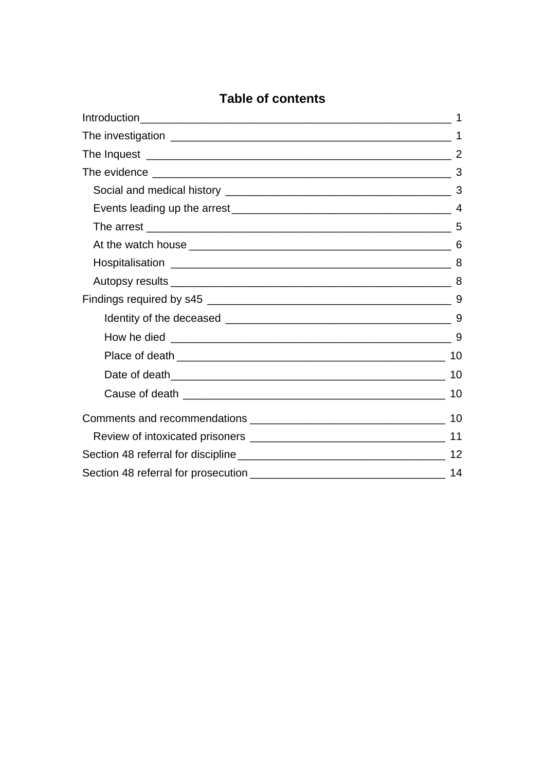## Table of contents

Introduction ____________________________________________ 1

The investigation ________________________________________ 1

The Inquest ____________________________________________ 2

The evidence ___________________________________________ 3

- Social and medical history ____________________________ 3
- Events leading up the arrest ___________________________ 4
- The arrest ________________________________________ 5
- At the watch house ___________________________________ 6
- Hospitalisation _____________________________________ 8
- Autopsy results _____________________________________ 8

Findings required by s45 _________________________________ 9

- Identity of the deceased ____________________________ 9
- How he died ______________________________________ 9
- Place of death _____________________________________ 10
- Date of death ______________________________________ 10
- Cause of death _____________________________________ 10

Comments and recommendations __________________________ 10

- Review of intoxicated prisoners _______________________ 11

Section 48 referral for discipline _______________________ 12

Section 48 referral for prosecution ______________________ 14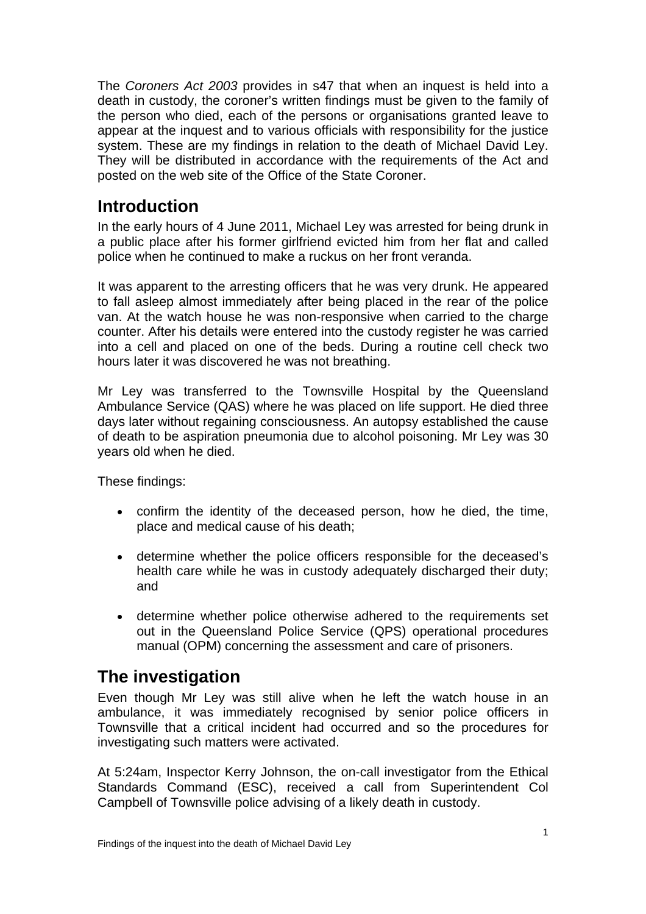The *Coroners Act 2003* provides in s47 that when an inquest is held into a death in custody, the coroner's written findings must be given to the family of the person who died, each of the persons or organisations granted leave to appear at the inquest and to various officials with responsibility for the justice system. These are my findings in relation to the death of Michael David Ley. They will be distributed in accordance with the requirements of the Act and posted on the web site of the Office of the State Coroner.

## Introduction

In the early hours of 4 June 2011, Michael Ley was arrested for being drunk in a public place after his former girlfriend evicted him from her flat and called police when he continued to make a ruckus on her front veranda.

It was apparent to the arresting officers that he was very drunk. He appeared to fall asleep almost immediately after being placed in the rear of the police van. At the watch house he was non-responsive when carried to the charge counter. After his details were entered into the custody register he was carried into a cell and placed on one of the beds. During a routine cell check two hours later it was discovered he was not breathing.

Mr Ley was transferred to the Townsville Hospital by the Queensland Ambulance Service (QAS) where he was placed on life support. He died three days later without regaining consciousness. An autopsy established the cause of death to be aspiration pneumonia due to alcohol poisoning. Mr Ley was 30 years old when he died.

These findings:

- confirm the identity of the deceased person, how he died, the time, place and medical cause of his death;
- determine whether the police officers responsible for the deceased's health care while he was in custody adequately discharged their duty; and
- determine whether police otherwise adhered to the requirements set out in the Queensland Police Service (QPS) operational procedures manual (OPM) concerning the assessment and care of prisoners.

## The investigation

Even though Mr Ley was still alive when he left the watch house in an ambulance, it was immediately recognised by senior police officers in Townsville that a critical incident had occurred and so the procedures for investigating such matters were activated.

At 5:24am, Inspector Kerry Johnson, the on-call investigator from the Ethical Standards Command (ESC), received a call from Superintendent Col Campbell of Townsville police advising of a likely death in custody.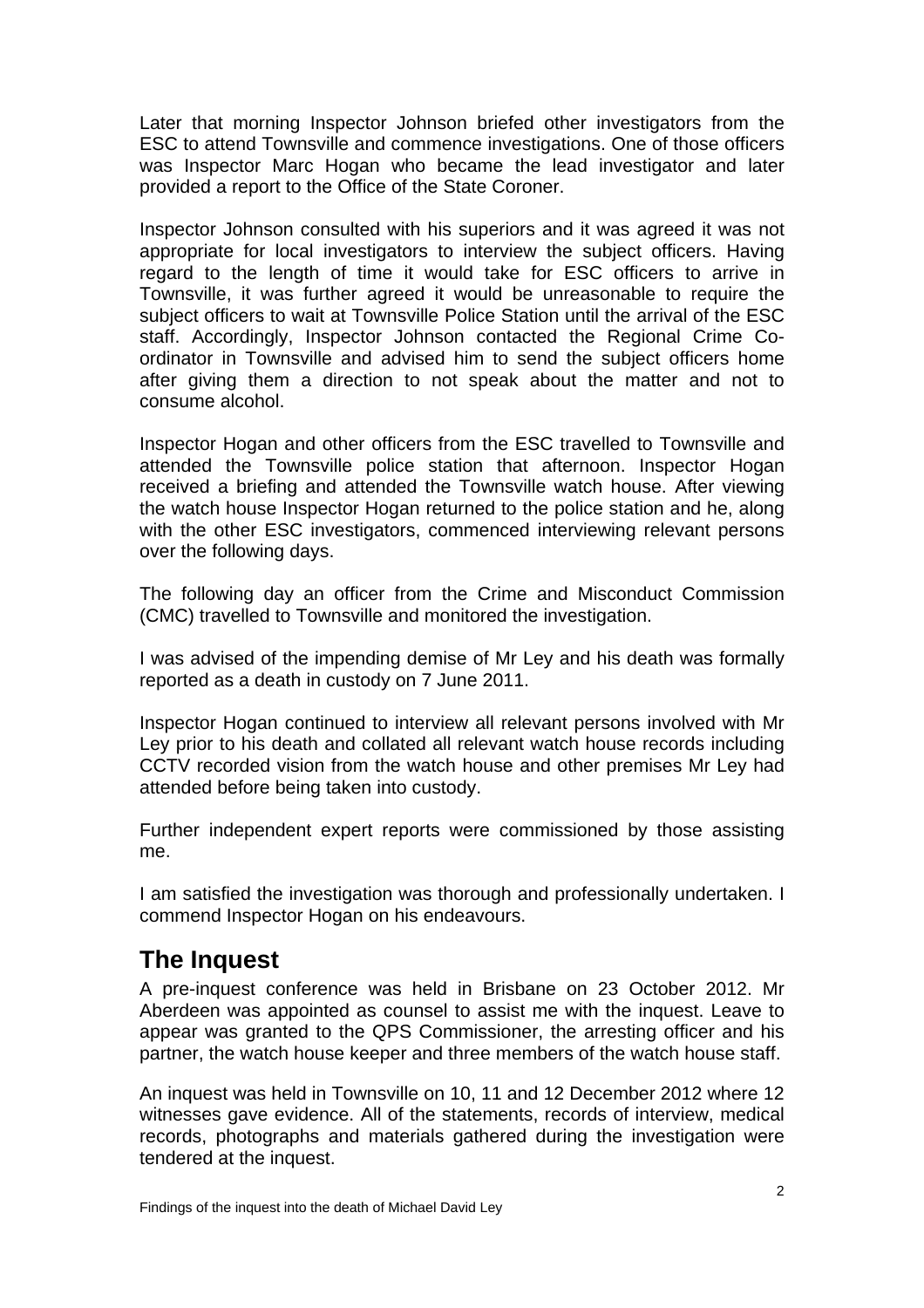Later that morning Inspector Johnson briefed other investigators from the ESC to attend Townsville and commence investigations. One of those officers was Inspector Marc Hogan who became the lead investigator and later provided a report to the Office of the State Coroner.

Inspector Johnson consulted with his superiors and it was agreed it was not appropriate for local investigators to interview the subject officers. Having regard to the length of time it would take for ESC officers to arrive in Townsville, it was further agreed it would be unreasonable to require the subject officers to wait at Townsville Police Station until the arrival of the ESC staff. Accordingly, Inspector Johnson contacted the Regional Crime Co-ordinator in Townsville and advised him to send the subject officers home after giving them a direction to not speak about the matter and not to consume alcohol.

Inspector Hogan and other officers from the ESC travelled to Townsville and attended the Townsville police station that afternoon. Inspector Hogan received a briefing and attended the Townsville watch house. After viewing the watch house Inspector Hogan returned to the police station and he, along with the other ESC investigators, commenced interviewing relevant persons over the following days.

The following day an officer from the Crime and Misconduct Commission (CMC) travelled to Townsville and monitored the investigation.

I was advised of the impending demise of Mr Ley and his death was formally reported as a death in custody on 7 June 2011.

Inspector Hogan continued to interview all relevant persons involved with Mr Ley prior to his death and collated all relevant watch house records including CCTV recorded vision from the watch house and other premises Mr Ley had attended before being taken into custody.

Further independent expert reports were commissioned by those assisting me.

I am satisfied the investigation was thorough and professionally undertaken. I commend Inspector Hogan on his endeavours.

## The Inquest

A pre-inquest conference was held in Brisbane on 23 October 2012. Mr Aberdeen was appointed as counsel to assist me with the inquest. Leave to appear was granted to the QPS Commissioner, the arresting officer and his partner, the watch house keeper and three members of the watch house staff.

An inquest was held in Townsville on 10, 11 and 12 December 2012 where 12 witnesses gave evidence. All of the statements, records of interview, medical records, photographs and materials gathered during the investigation were tendered at the inquest.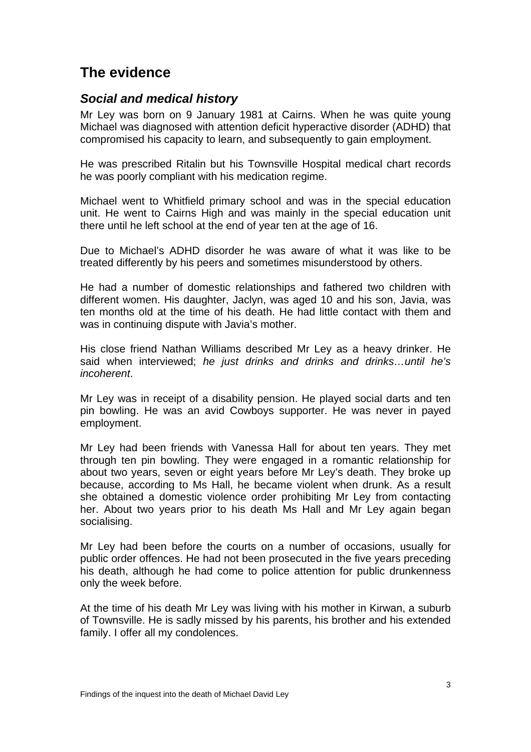## The evidence

### *Social and medical history*

Mr Ley was born on 9 January 1981 at Cairns. When he was quite young Michael was diagnosed with attention deficit hyperactive disorder (ADHD) that compromised his capacity to learn, and subsequently to gain employment.

He was prescribed Ritalin but his Townsville Hospital medical chart records he was poorly compliant with his medication regime.

Michael went to Whitfield primary school and was in the special education unit. He went to Cairns High and was mainly in the special education unit there until he left school at the end of year ten at the age of 16.

Due to Michael's ADHD disorder he was aware of what it was like to be treated differently by his peers and sometimes misunderstood by others.

He had a number of domestic relationships and fathered two children with different women. His daughter, Jaclyn, was aged 10 and his son, Javia, was ten months old at the time of his death. He had little contact with them and was in continuing dispute with Javia's mother.

His close friend Nathan Williams described Mr Ley as a heavy drinker. He said when interviewed; *he just drinks and drinks and drinks…until he's incoherent*.

Mr Ley was in receipt of a disability pension. He played social darts and ten pin bowling. He was an avid Cowboys supporter. He was never in payed employment.

Mr Ley had been friends with Vanessa Hall for about ten years. They met through ten pin bowling. They were engaged in a romantic relationship for about two years, seven or eight years before Mr Ley's death. They broke up because, according to Ms Hall, he became violent when drunk. As a result she obtained a domestic violence order prohibiting Mr Ley from contacting her. About two years prior to his death Ms Hall and Mr Ley again began socialising.

Mr Ley had been before the courts on a number of occasions, usually for public order offences. He had not been prosecuted in the five years preceding his death, although he had come to police attention for public drunkenness only the week before.

At the time of his death Mr Ley was living with his mother in Kirwan, a suburb of Townsville. He is sadly missed by his parents, his brother and his extended family. I offer all my condolences.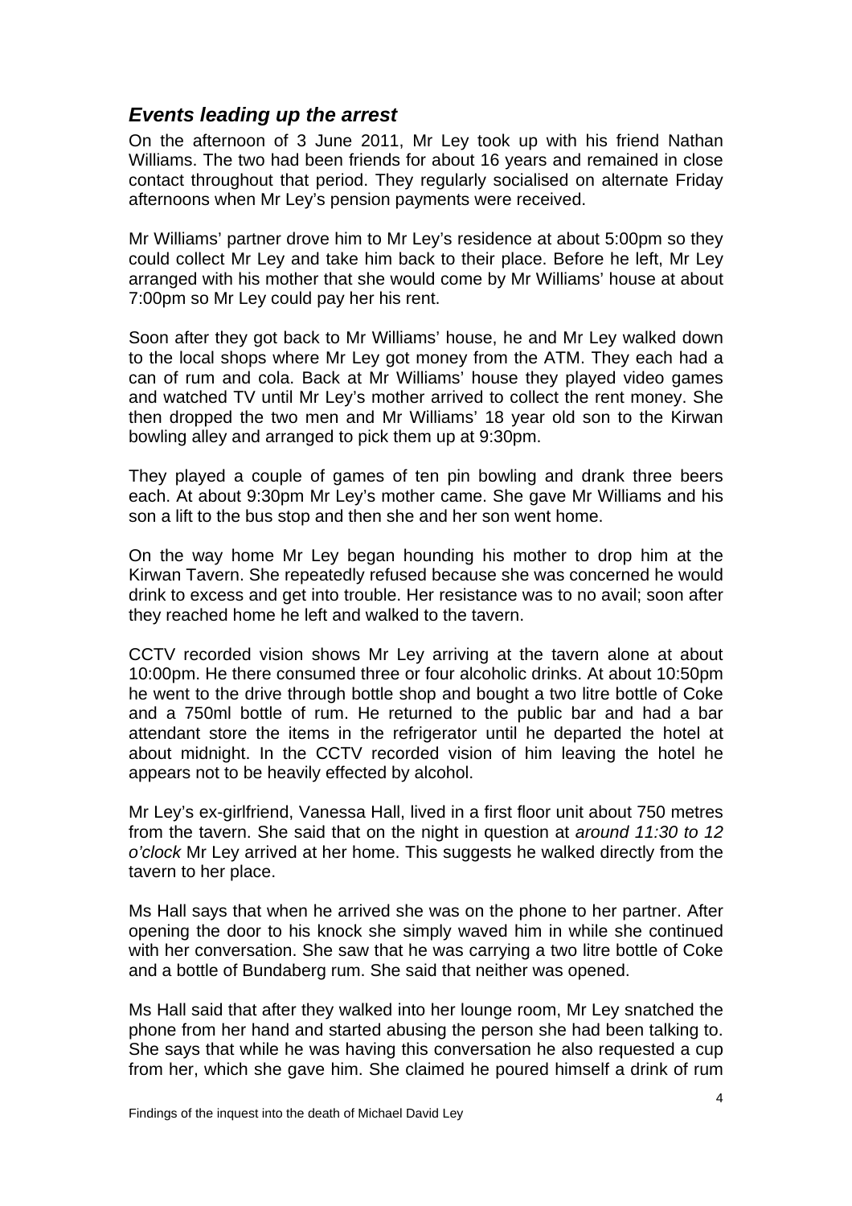## *Events leading up the arrest*

On the afternoon of 3 June 2011, Mr Ley took up with his friend Nathan Williams. The two had been friends for about 16 years and remained in close contact throughout that period. They regularly socialised on alternate Friday afternoons when Mr Ley's pension payments were received.

Mr Williams' partner drove him to Mr Ley's residence at about 5:00pm so they could collect Mr Ley and take him back to their place. Before he left, Mr Ley arranged with his mother that she would come by Mr Williams' house at about 7:00pm so Mr Ley could pay her his rent.

Soon after they got back to Mr Williams' house, he and Mr Ley walked down to the local shops where Mr Ley got money from the ATM. They each had a can of rum and cola. Back at Mr Williams' house they played video games and watched TV until Mr Ley's mother arrived to collect the rent money. She then dropped the two men and Mr Williams' 18 year old son to the Kirwan bowling alley and arranged to pick them up at 9:30pm.

They played a couple of games of ten pin bowling and drank three beers each. At about 9:30pm Mr Ley's mother came. She gave Mr Williams and his son a lift to the bus stop and then she and her son went home.

On the way home Mr Ley began hounding his mother to drop him at the Kirwan Tavern. She repeatedly refused because she was concerned he would drink to excess and get into trouble. Her resistance was to no avail; soon after they reached home he left and walked to the tavern.

CCTV recorded vision shows Mr Ley arriving at the tavern alone at about 10:00pm. He there consumed three or four alcoholic drinks. At about 10:50pm he went to the drive through bottle shop and bought a two litre bottle of Coke and a 750ml bottle of rum. He returned to the public bar and had a bar attendant store the items in the refrigerator until he departed the hotel at about midnight. In the CCTV recorded vision of him leaving the hotel he appears not to be heavily effected by alcohol.

Mr Ley's ex-girlfriend, Vanessa Hall, lived in a first floor unit about 750 metres from the tavern. She said that on the night in question at *around 11:30 to 12 o'clock* Mr Ley arrived at her home. This suggests he walked directly from the tavern to her place.

Ms Hall says that when he arrived she was on the phone to her partner. After opening the door to his knock she simply waved him in while she continued with her conversation. She saw that he was carrying a two litre bottle of Coke and a bottle of Bundaberg rum. She said that neither was opened.

Ms Hall said that after they walked into her lounge room, Mr Ley snatched the phone from her hand and started abusing the person she had been talking to. She says that while he was having this conversation he also requested a cup from her, which she gave him. She claimed he poured himself a drink of rum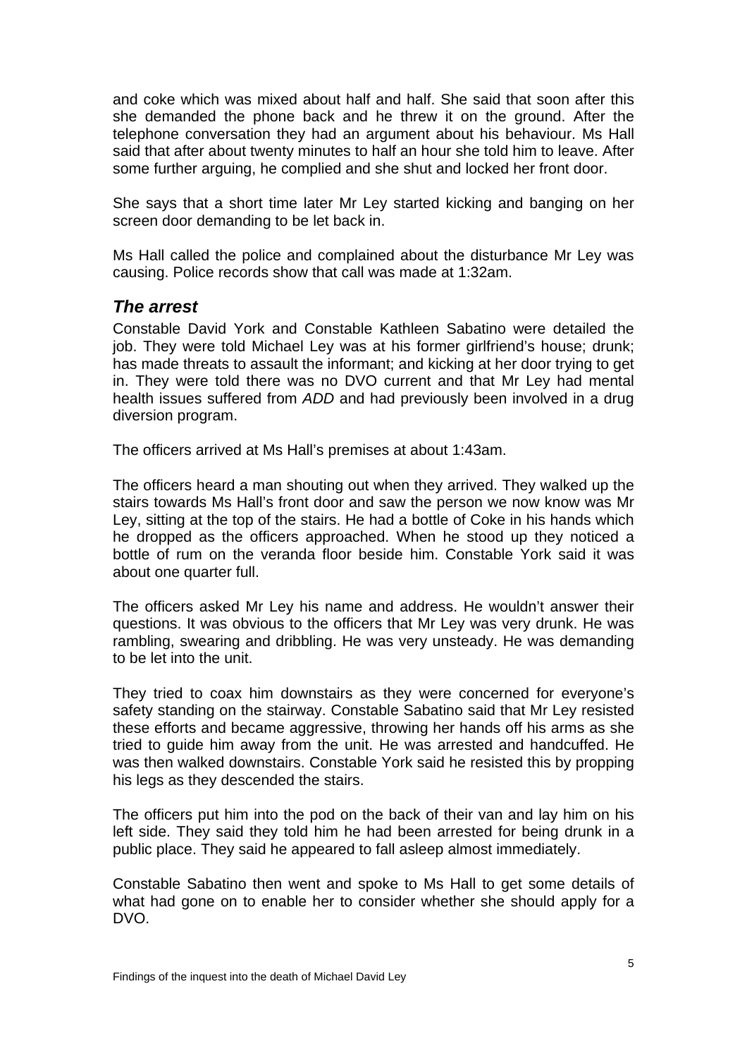and coke which was mixed about half and half. She said that soon after this she demanded the phone back and he threw it on the ground. After the telephone conversation they had an argument about his behaviour. Ms Hall said that after about twenty minutes to half an hour she told him to leave. After some further arguing, he complied and she shut and locked her front door.

She says that a short time later Mr Ley started kicking and banging on her screen door demanding to be let back in.

Ms Hall called the police and complained about the disturbance Mr Ley was causing. Police records show that call was made at 1:32am.

## *The arrest*

Constable David York and Constable Kathleen Sabatino were detailed the job. They were told Michael Ley was at his former girlfriend's house; drunk; has made threats to assault the informant; and kicking at her door trying to get in. They were told there was no DVO current and that Mr Ley had mental health issues suffered from *ADD* and had previously been involved in a drug diversion program.

The officers arrived at Ms Hall's premises at about 1:43am.

The officers heard a man shouting out when they arrived. They walked up the stairs towards Ms Hall's front door and saw the person we now know was Mr Ley, sitting at the top of the stairs. He had a bottle of Coke in his hands which he dropped as the officers approached. When he stood up they noticed a bottle of rum on the veranda floor beside him. Constable York said it was about one quarter full.

The officers asked Mr Ley his name and address. He wouldn't answer their questions. It was obvious to the officers that Mr Ley was very drunk. He was rambling, swearing and dribbling. He was very unsteady. He was demanding to be let into the unit.

They tried to coax him downstairs as they were concerned for everyone's safety standing on the stairway. Constable Sabatino said that Mr Ley resisted these efforts and became aggressive, throwing her hands off his arms as she tried to guide him away from the unit. He was arrested and handcuffed. He was then walked downstairs. Constable York said he resisted this by propping his legs as they descended the stairs.

The officers put him into the pod on the back of their van and lay him on his left side. They said they told him he had been arrested for being drunk in a public place. They said he appeared to fall asleep almost immediately.

Constable Sabatino then went and spoke to Ms Hall to get some details of what had gone on to enable her to consider whether she should apply for a DVO.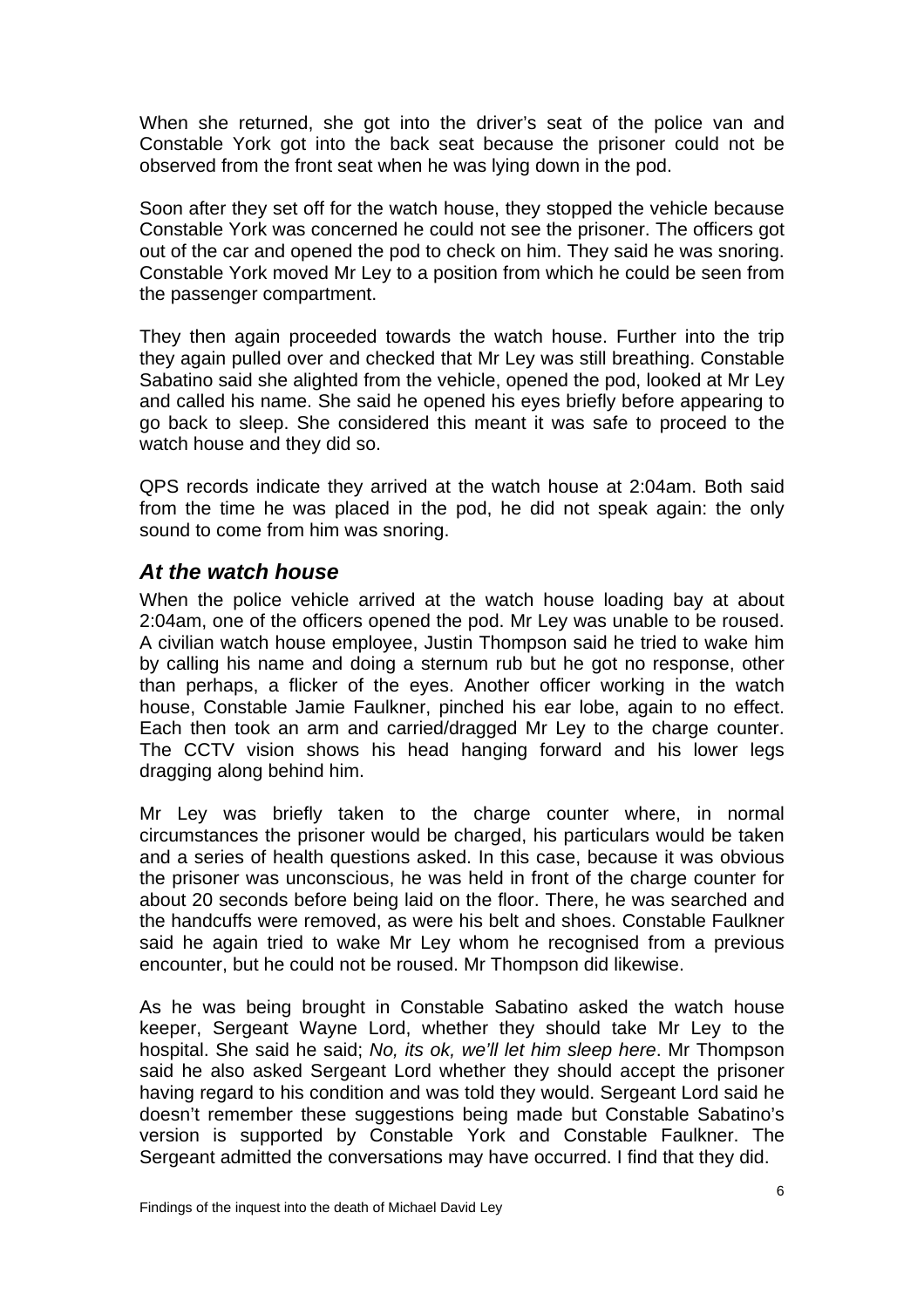When she returned, she got into the driver's seat of the police van and Constable York got into the back seat because the prisoner could not be observed from the front seat when he was lying down in the pod.

Soon after they set off for the watch house, they stopped the vehicle because Constable York was concerned he could not see the prisoner. The officers got out of the car and opened the pod to check on him. They said he was snoring. Constable York moved Mr Ley to a position from which he could be seen from the passenger compartment.

They then again proceeded towards the watch house. Further into the trip they again pulled over and checked that Mr Ley was still breathing. Constable Sabatino said she alighted from the vehicle, opened the pod, looked at Mr Ley and called his name. She said he opened his eyes briefly before appearing to go back to sleep. She considered this meant it was safe to proceed to the watch house and they did so.

QPS records indicate they arrived at the watch house at 2:04am. Both said from the time he was placed in the pod, he did not speak again: the only sound to come from him was snoring.

## *At the watch house*

When the police vehicle arrived at the watch house loading bay at about 2:04am, one of the officers opened the pod. Mr Ley was unable to be roused. A civilian watch house employee, Justin Thompson said he tried to wake him by calling his name and doing a sternum rub but he got no response, other than perhaps, a flicker of the eyes. Another officer working in the watch house, Constable Jamie Faulkner, pinched his ear lobe, again to no effect. Each then took an arm and carried/dragged Mr Ley to the charge counter. The CCTV vision shows his head hanging forward and his lower legs dragging along behind him.

Mr Ley was briefly taken to the charge counter where, in normal circumstances the prisoner would be charged, his particulars would be taken and a series of health questions asked. In this case, because it was obvious the prisoner was unconscious, he was held in front of the charge counter for about 20 seconds before being laid on the floor. There, he was searched and the handcuffs were removed, as were his belt and shoes. Constable Faulkner said he again tried to wake Mr Ley whom he recognised from a previous encounter, but he could not be roused. Mr Thompson did likewise.

As he was being brought in Constable Sabatino asked the watch house keeper, Sergeant Wayne Lord, whether they should take Mr Ley to the hospital. She said he said; *No, its ok, we'll let him sleep here*. Mr Thompson said he also asked Sergeant Lord whether they should accept the prisoner having regard to his condition and was told they would. Sergeant Lord said he doesn't remember these suggestions being made but Constable Sabatino's version is supported by Constable York and Constable Faulkner. The Sergeant admitted the conversations may have occurred. I find that they did.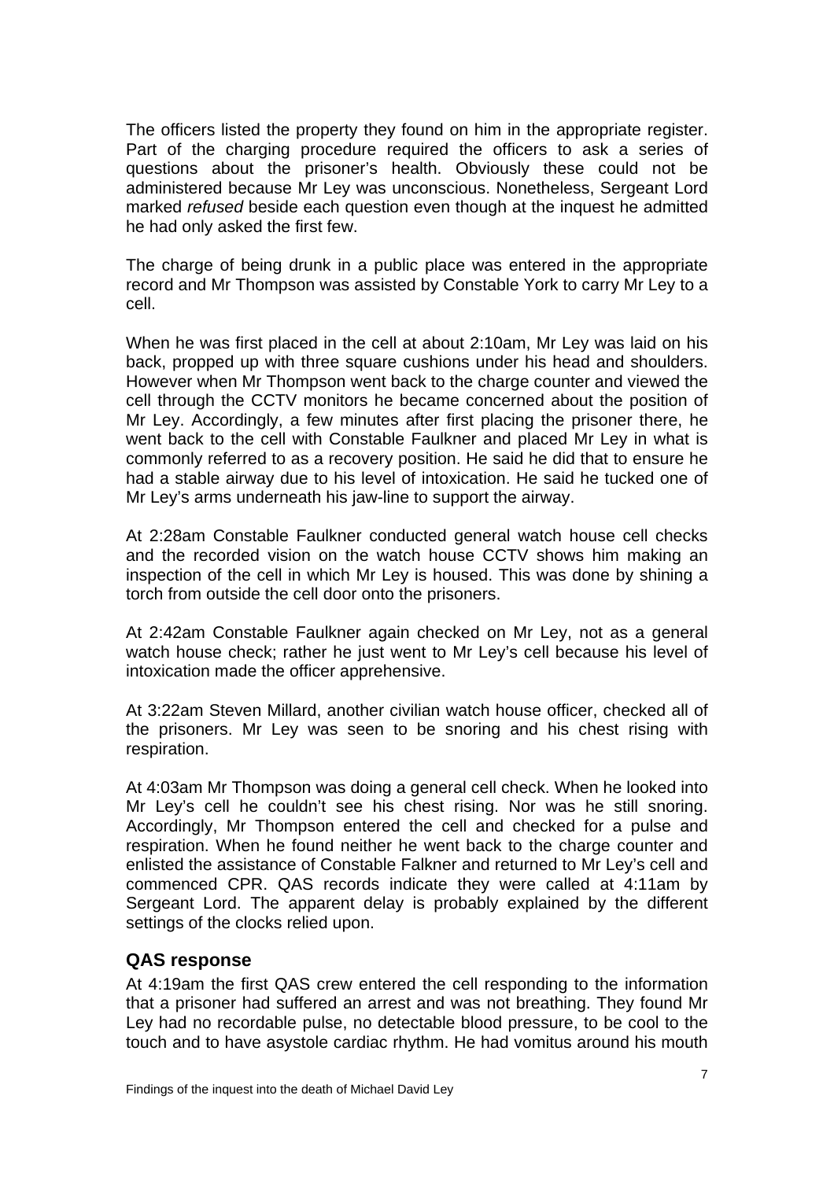The officers listed the property they found on him in the appropriate register. Part of the charging procedure required the officers to ask a series of questions about the prisoner's health. Obviously these could not be administered because Mr Ley was unconscious. Nonetheless, Sergeant Lord marked *refused* beside each question even though at the inquest he admitted he had only asked the first few.

The charge of being drunk in a public place was entered in the appropriate record and Mr Thompson was assisted by Constable York to carry Mr Ley to a cell.

When he was first placed in the cell at about 2:10am, Mr Ley was laid on his back, propped up with three square cushions under his head and shoulders. However when Mr Thompson went back to the charge counter and viewed the cell through the CCTV monitors he became concerned about the position of Mr Ley. Accordingly, a few minutes after first placing the prisoner there, he went back to the cell with Constable Faulkner and placed Mr Ley in what is commonly referred to as a recovery position. He said he did that to ensure he had a stable airway due to his level of intoxication. He said he tucked one of Mr Ley's arms underneath his jaw-line to support the airway.

At 2:28am Constable Faulkner conducted general watch house cell checks and the recorded vision on the watch house CCTV shows him making an inspection of the cell in which Mr Ley is housed. This was done by shining a torch from outside the cell door onto the prisoners.

At 2:42am Constable Faulkner again checked on Mr Ley, not as a general watch house check; rather he just went to Mr Ley's cell because his level of intoxication made the officer apprehensive.

At 3:22am Steven Millard, another civilian watch house officer, checked all of the prisoners. Mr Ley was seen to be snoring and his chest rising with respiration.

At 4:03am Mr Thompson was doing a general cell check. When he looked into Mr Ley's cell he couldn't see his chest rising. Nor was he still snoring. Accordingly, Mr Thompson entered the cell and checked for a pulse and respiration. When he found neither he went back to the charge counter and enlisted the assistance of Constable Falkner and returned to Mr Ley's cell and commenced CPR. QAS records indicate they were called at 4:11am by Sergeant Lord. The apparent delay is probably explained by the different settings of the clocks relied upon.

### QAS response

At 4:19am the first QAS crew entered the cell responding to the information that a prisoner had suffered an arrest and was not breathing. They found Mr Ley had no recordable pulse, no detectable blood pressure, to be cool to the touch and to have asystole cardiac rhythm. He had vomitus around his mouth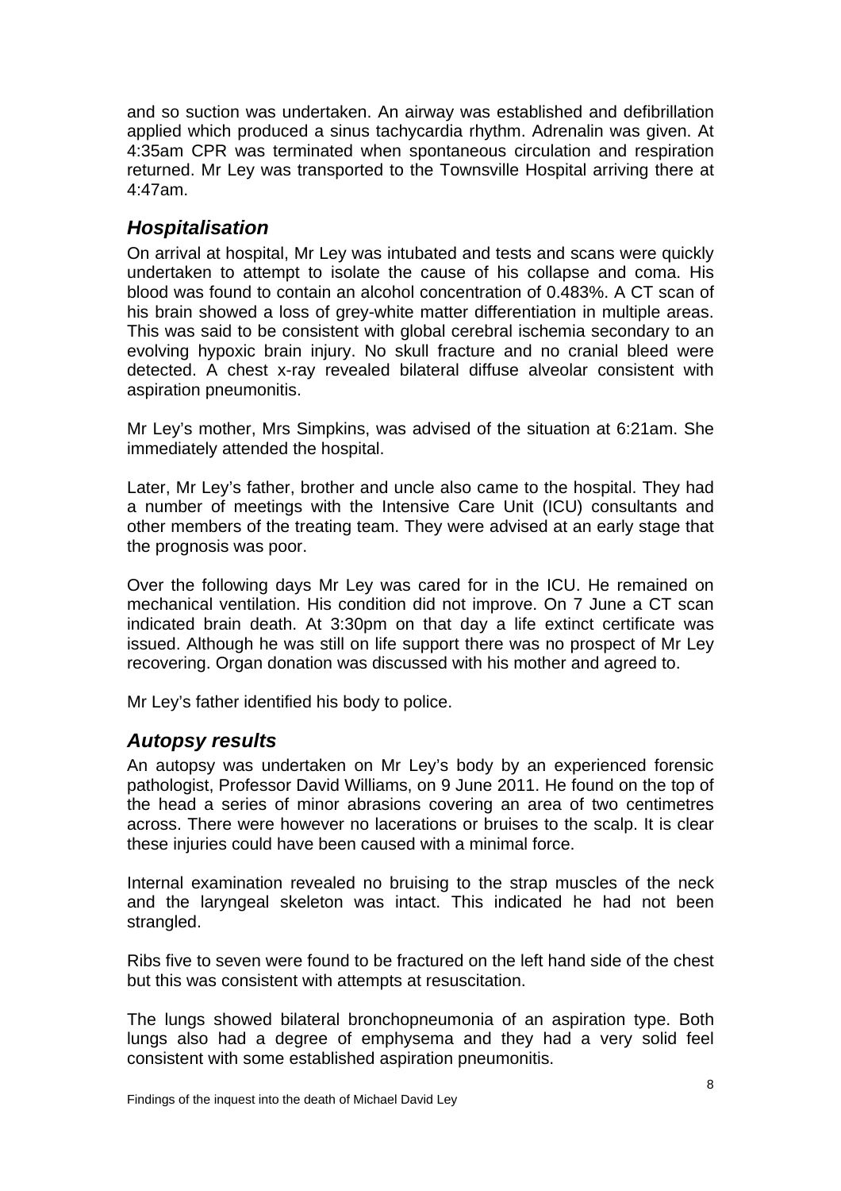and so suction was undertaken. An airway was established and defibrillation applied which produced a sinus tachycardia rhythm. Adrenalin was given. At 4:35am CPR was terminated when spontaneous circulation and respiration returned. Mr Ley was transported to the Townsville Hospital arriving there at 4:47am.

## *Hospitalisation*

On arrival at hospital, Mr Ley was intubated and tests and scans were quickly undertaken to attempt to isolate the cause of his collapse and coma. His blood was found to contain an alcohol concentration of 0.483%. A CT scan of his brain showed a loss of grey-white matter differentiation in multiple areas. This was said to be consistent with global cerebral ischemia secondary to an evolving hypoxic brain injury. No skull fracture and no cranial bleed were detected. A chest x-ray revealed bilateral diffuse alveolar consistent with aspiration pneumonitis.

Mr Ley's mother, Mrs Simpkins, was advised of the situation at 6:21am. She immediately attended the hospital.

Later, Mr Ley's father, brother and uncle also came to the hospital. They had a number of meetings with the Intensive Care Unit (ICU) consultants and other members of the treating team. They were advised at an early stage that the prognosis was poor.

Over the following days Mr Ley was cared for in the ICU. He remained on mechanical ventilation. His condition did not improve. On 7 June a CT scan indicated brain death. At 3:30pm on that day a life extinct certificate was issued. Although he was still on life support there was no prospect of Mr Ley recovering. Organ donation was discussed with his mother and agreed to.

Mr Ley's father identified his body to police.

## *Autopsy results*

An autopsy was undertaken on Mr Ley's body by an experienced forensic pathologist, Professor David Williams, on 9 June 2011. He found on the top of the head a series of minor abrasions covering an area of two centimetres across. There were however no lacerations or bruises to the scalp. It is clear these injuries could have been caused with a minimal force.

Internal examination revealed no bruising to the strap muscles of the neck and the laryngeal skeleton was intact. This indicated he had not been strangled.

Ribs five to seven were found to be fractured on the left hand side of the chest but this was consistent with attempts at resuscitation.

The lungs showed bilateral bronchopneumonia of an aspiration type. Both lungs also had a degree of emphysema and they had a very solid feel consistent with some established aspiration pneumonitis.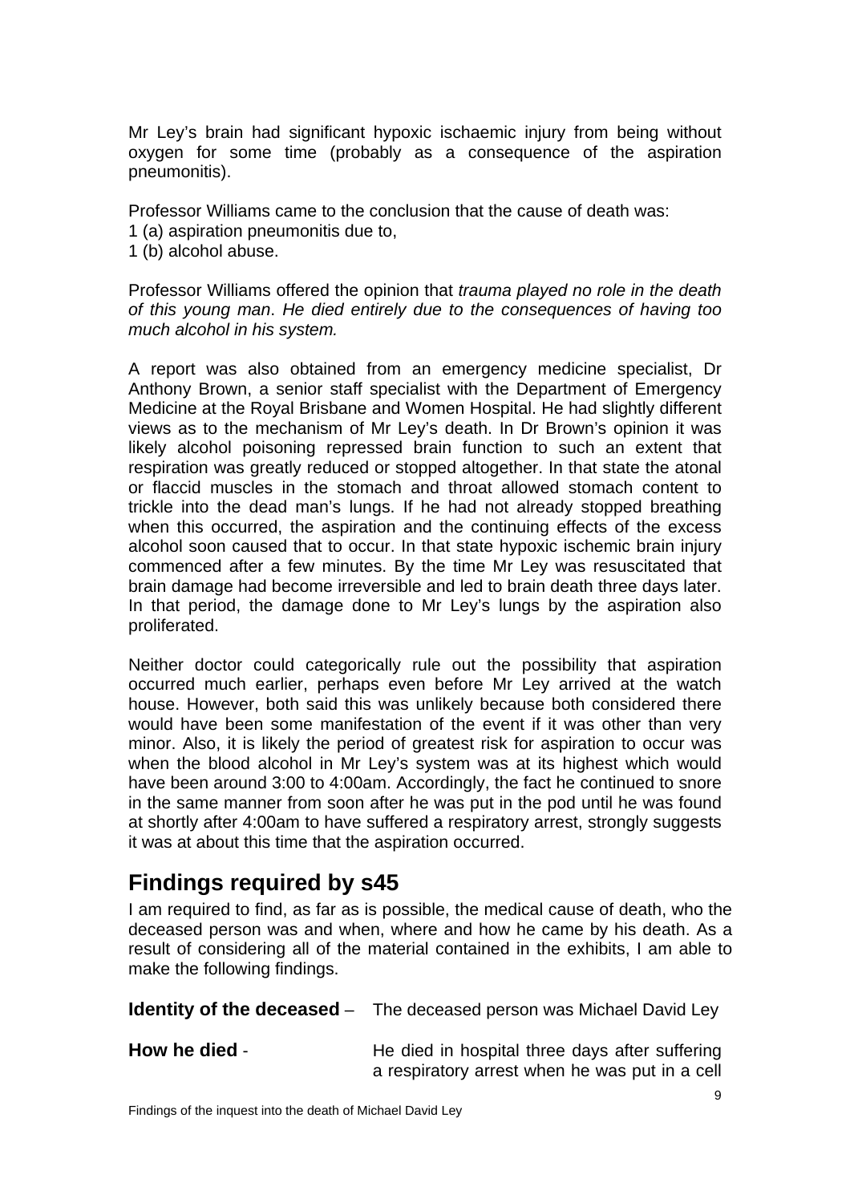Mr Ley's brain had significant hypoxic ischaemic injury from being without oxygen for some time (probably as a consequence of the aspiration pneumonitis).

Professor Williams came to the conclusion that the cause of death was:
1 (a) aspiration pneumonitis due to,
1 (b) alcohol abuse.

Professor Williams offered the opinion that *trauma played no role in the death of this young man*. *He died entirely due to the consequences of having too much alcohol in his system.*

A report was also obtained from an emergency medicine specialist, Dr Anthony Brown, a senior staff specialist with the Department of Emergency Medicine at the Royal Brisbane and Women Hospital. He had slightly different views as to the mechanism of Mr Ley's death. In Dr Brown's opinion it was likely alcohol poisoning repressed brain function to such an extent that respiration was greatly reduced or stopped altogether. In that state the atonal or flaccid muscles in the stomach and throat allowed stomach content to trickle into the dead man's lungs. If he had not already stopped breathing when this occurred, the aspiration and the continuing effects of the excess alcohol soon caused that to occur. In that state hypoxic ischemic brain injury commenced after a few minutes. By the time Mr Ley was resuscitated that brain damage had become irreversible and led to brain death three days later. In that period, the damage done to Mr Ley's lungs by the aspiration also proliferated.

Neither doctor could categorically rule out the possibility that aspiration occurred much earlier, perhaps even before Mr Ley arrived at the watch house. However, both said this was unlikely because both considered there would have been some manifestation of the event if it was other than very minor. Also, it is likely the period of greatest risk for aspiration to occur was when the blood alcohol in Mr Ley's system was at its highest which would have been around 3:00 to 4:00am. Accordingly, the fact he continued to snore in the same manner from soon after he was put in the pod until he was found at shortly after 4:00am to have suffered a respiratory arrest, strongly suggests it was at about this time that the aspiration occurred.

## Findings required by s45

I am required to find, as far as is possible, the medical cause of death, who the deceased person was and when, where and how he came by his death. As a result of considering all of the material contained in the exhibits, I am able to make the following findings.

**Identity of the deceased** – The deceased person was Michael David Ley

**How he died** - He died in hospital three days after suffering a respiratory arrest when he was put in a cell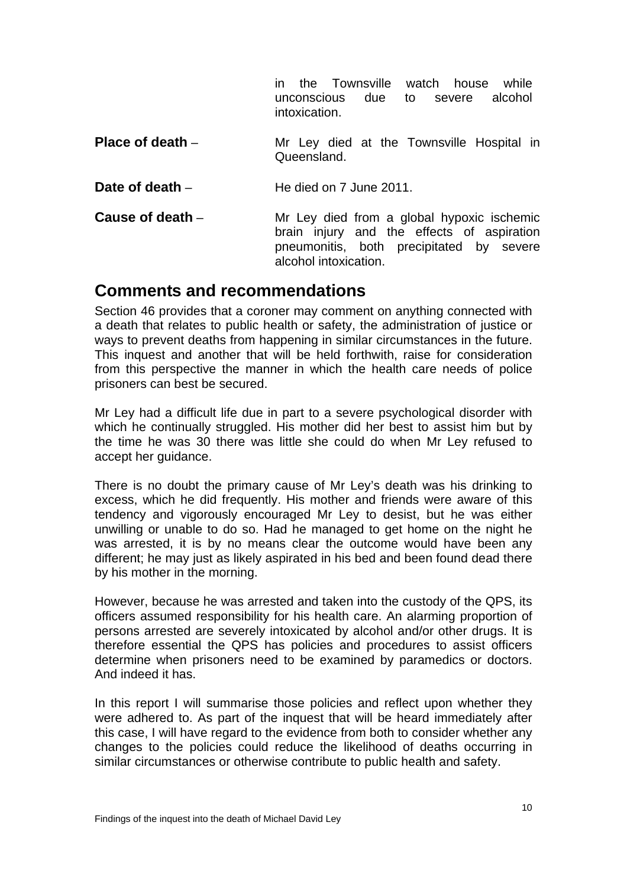in the Townsville watch house while unconscious due to severe alcohol intoxication.

**Place of death** – Mr Ley died at the Townsville Hospital in Queensland.

**Date of death** – He died on 7 June 2011.

**Cause of death** – Mr Ley died from a global hypoxic ischemic brain injury and the effects of aspiration pneumonitis, both precipitated by severe alcohol intoxication.

## Comments and recommendations

Section 46 provides that a coroner may comment on anything connected with a death that relates to public health or safety, the administration of justice or ways to prevent deaths from happening in similar circumstances in the future. This inquest and another that will be held forthwith, raise for consideration from this perspective the manner in which the health care needs of police prisoners can best be secured.

Mr Ley had a difficult life due in part to a severe psychological disorder with which he continually struggled. His mother did her best to assist him but by the time he was 30 there was little she could do when Mr Ley refused to accept her guidance.

There is no doubt the primary cause of Mr Ley's death was his drinking to excess, which he did frequently. His mother and friends were aware of this tendency and vigorously encouraged Mr Ley to desist, but he was either unwilling or unable to do so. Had he managed to get home on the night he was arrested, it is by no means clear the outcome would have been any different; he may just as likely aspirated in his bed and been found dead there by his mother in the morning.

However, because he was arrested and taken into the custody of the QPS, its officers assumed responsibility for his health care. An alarming proportion of persons arrested are severely intoxicated by alcohol and/or other drugs. It is therefore essential the QPS has policies and procedures to assist officers determine when prisoners need to be examined by paramedics or doctors. And indeed it has.

In this report I will summarise those policies and reflect upon whether they were adhered to. As part of the inquest that will be heard immediately after this case, I will have regard to the evidence from both to consider whether any changes to the policies could reduce the likelihood of deaths occurring in similar circumstances or otherwise contribute to public health and safety.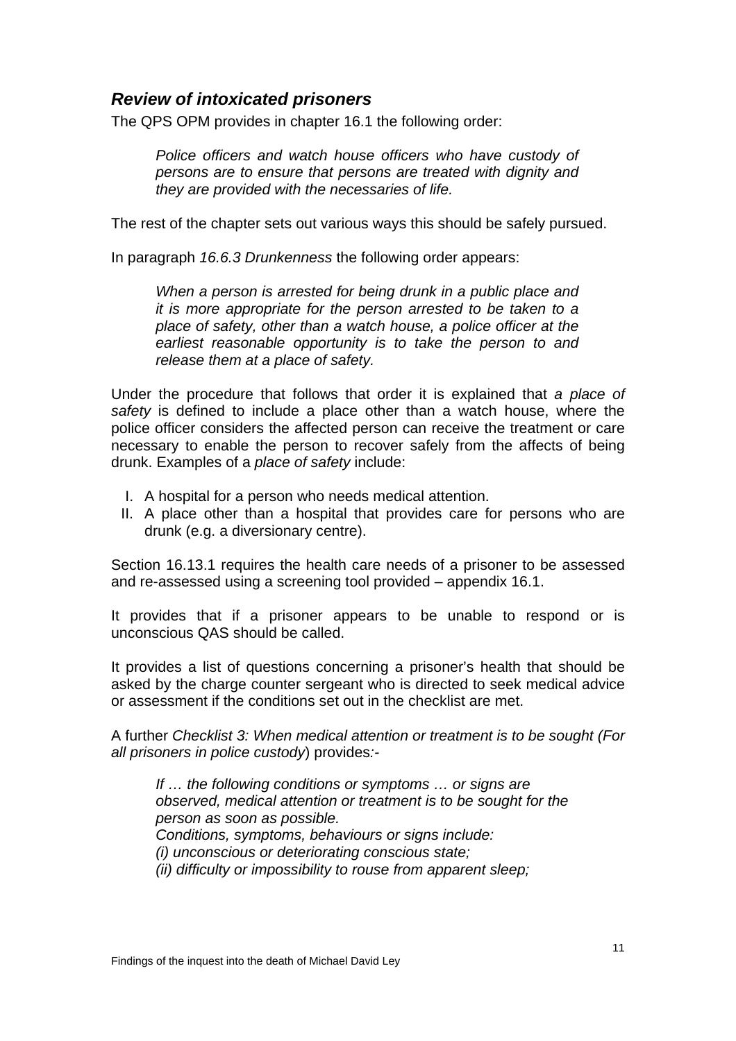### *Review of intoxicated prisoners*

The QPS OPM provides in chapter 16.1 the following order:

> *Police officers and watch house officers who have custody of persons are to ensure that persons are treated with dignity and they are provided with the necessaries of life.*

The rest of the chapter sets out various ways this should be safely pursued.

In paragraph *16.6.3 Drunkenness* the following order appears:

> *When a person is arrested for being drunk in a public place and it is more appropriate for the person arrested to be taken to a place of safety, other than a watch house, a police officer at the earliest reasonable opportunity is to take the person to and release them at a place of safety.*

Under the procedure that follows that order it is explained that *a place of safety* is defined to include a place other than a watch house, where the police officer considers the affected person can receive the treatment or care necessary to enable the person to recover safely from the affects of being drunk. Examples of a *place of safety* include:

I. A hospital for a person who needs medical attention.
II. A place other than a hospital that provides care for persons who are drunk (e.g. a diversionary centre).

Section 16.13.1 requires the health care needs of a prisoner to be assessed and re-assessed using a screening tool provided – appendix 16.1.

It provides that if a prisoner appears to be unable to respond or is unconscious QAS should be called.

It provides a list of questions concerning a prisoner's health that should be asked by the charge counter sergeant who is directed to seek medical advice or assessment if the conditions set out in the checklist are met.

A further *Checklist 3: When medical attention or treatment is to be sought (For all prisoners in police custody*) provides*:*-

> *If … the following conditions or symptoms … or signs are observed, medical attention or treatment is to be sought for the person as soon as possible.*
> *Conditions, symptoms, behaviours or signs include:*
> *(i) unconscious or deteriorating conscious state;*
> *(ii) difficulty or impossibility to rouse from apparent sleep;*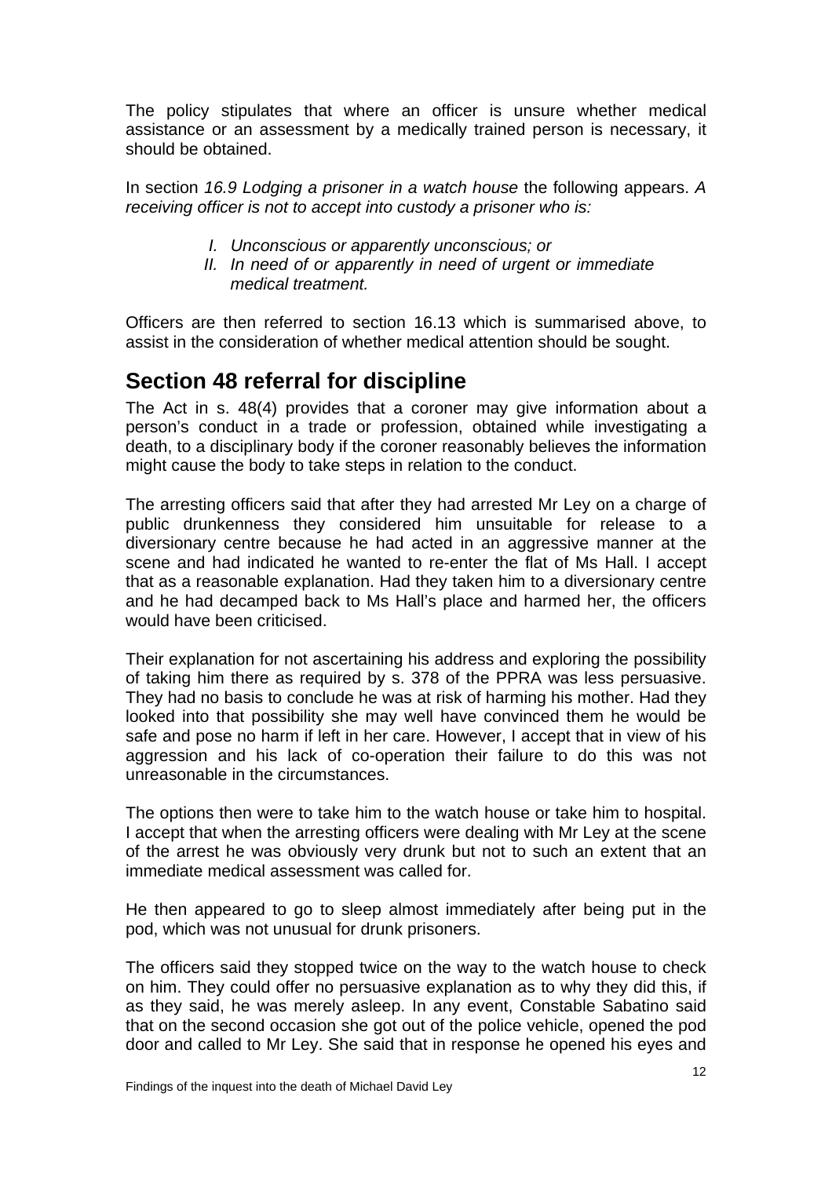The policy stipulates that where an officer is unsure whether medical assistance or an assessment by a medically trained person is necessary, it should be obtained.

In section *16.9 Lodging a prisoner in a watch house* the following appears. *A receiving officer is not to accept into custody a prisoner who is:*

> I. *Unconscious or apparently unconscious; or*
> II. *In need of or apparently in need of urgent or immediate medical treatment.*

Officers are then referred to section 16.13 which is summarised above, to assist in the consideration of whether medical attention should be sought.

## Section 48 referral for discipline

The Act in s. 48(4) provides that a coroner may give information about a person's conduct in a trade or profession, obtained while investigating a death, to a disciplinary body if the coroner reasonably believes the information might cause the body to take steps in relation to the conduct.

The arresting officers said that after they had arrested Mr Ley on a charge of public drunkenness they considered him unsuitable for release to a diversionary centre because he had acted in an aggressive manner at the scene and had indicated he wanted to re-enter the flat of Ms Hall. I accept that as a reasonable explanation. Had they taken him to a diversionary centre and he had decamped back to Ms Hall's place and harmed her, the officers would have been criticised.

Their explanation for not ascertaining his address and exploring the possibility of taking him there as required by s. 378 of the PPRA was less persuasive. They had no basis to conclude he was at risk of harming his mother. Had they looked into that possibility she may well have convinced them he would be safe and pose no harm if left in her care. However, I accept that in view of his aggression and his lack of co-operation their failure to do this was not unreasonable in the circumstances.

The options then were to take him to the watch house or take him to hospital. I accept that when the arresting officers were dealing with Mr Ley at the scene of the arrest he was obviously very drunk but not to such an extent that an immediate medical assessment was called for.

He then appeared to go to sleep almost immediately after being put in the pod, which was not unusual for drunk prisoners.

The officers said they stopped twice on the way to the watch house to check on him. They could offer no persuasive explanation as to why they did this, if as they said, he was merely asleep. In any event, Constable Sabatino said that on the second occasion she got out of the police vehicle, opened the pod door and called to Mr Ley. She said that in response he opened his eyes and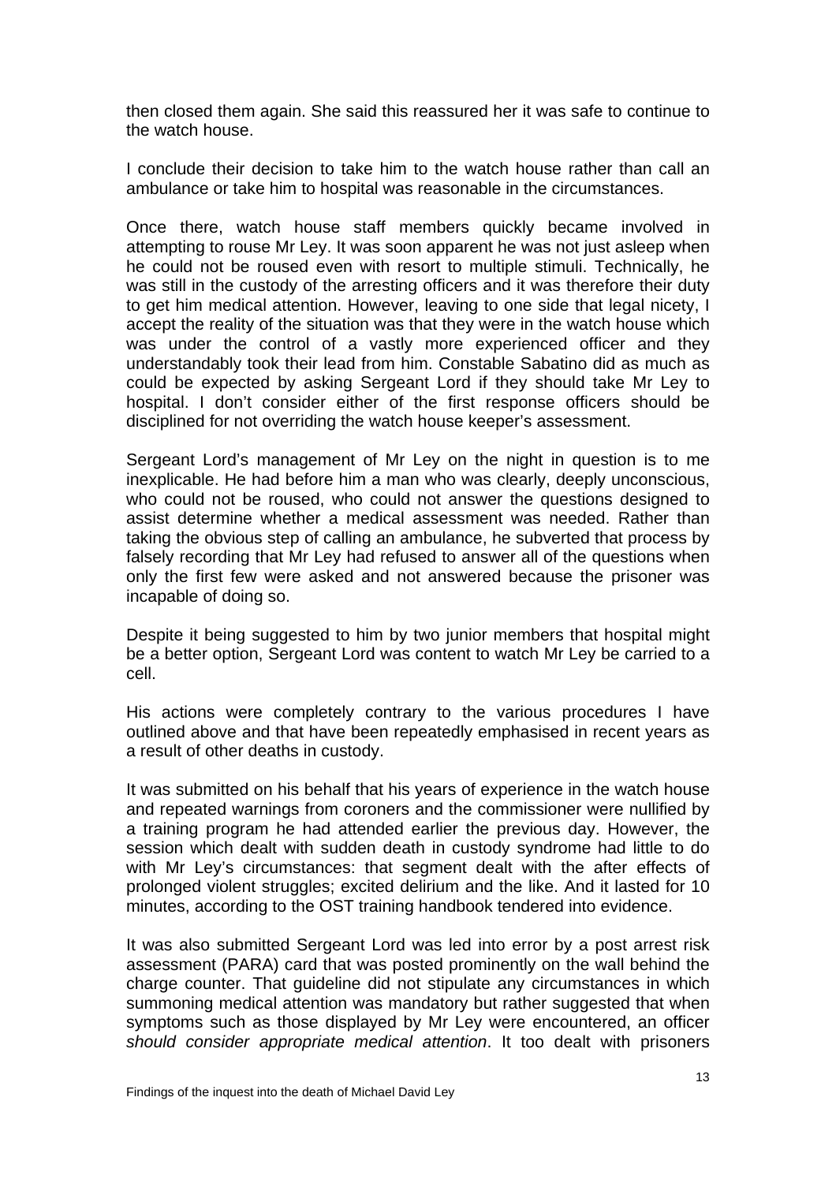then closed them again. She said this reassured her it was safe to continue to the watch house.

I conclude their decision to take him to the watch house rather than call an ambulance or take him to hospital was reasonable in the circumstances.

Once there, watch house staff members quickly became involved in attempting to rouse Mr Ley. It was soon apparent he was not just asleep when he could not be roused even with resort to multiple stimuli. Technically, he was still in the custody of the arresting officers and it was therefore their duty to get him medical attention. However, leaving to one side that legal nicety, I accept the reality of the situation was that they were in the watch house which was under the control of a vastly more experienced officer and they understandably took their lead from him. Constable Sabatino did as much as could be expected by asking Sergeant Lord if they should take Mr Ley to hospital. I don't consider either of the first response officers should be disciplined for not overriding the watch house keeper's assessment.

Sergeant Lord's management of Mr Ley on the night in question is to me inexplicable. He had before him a man who was clearly, deeply unconscious, who could not be roused, who could not answer the questions designed to assist determine whether a medical assessment was needed. Rather than taking the obvious step of calling an ambulance, he subverted that process by falsely recording that Mr Ley had refused to answer all of the questions when only the first few were asked and not answered because the prisoner was incapable of doing so.

Despite it being suggested to him by two junior members that hospital might be a better option, Sergeant Lord was content to watch Mr Ley be carried to a cell.

His actions were completely contrary to the various procedures I have outlined above and that have been repeatedly emphasised in recent years as a result of other deaths in custody.

It was submitted on his behalf that his years of experience in the watch house and repeated warnings from coroners and the commissioner were nullified by a training program he had attended earlier the previous day. However, the session which dealt with sudden death in custody syndrome had little to do with Mr Ley's circumstances: that segment dealt with the after effects of prolonged violent struggles; excited delirium and the like. And it lasted for 10 minutes, according to the OST training handbook tendered into evidence.

It was also submitted Sergeant Lord was led into error by a post arrest risk assessment (PARA) card that was posted prominently on the wall behind the charge counter. That guideline did not stipulate any circumstances in which summoning medical attention was mandatory but rather suggested that when symptoms such as those displayed by Mr Ley were encountered, an officer *should consider appropriate medical attention*. It too dealt with prisoners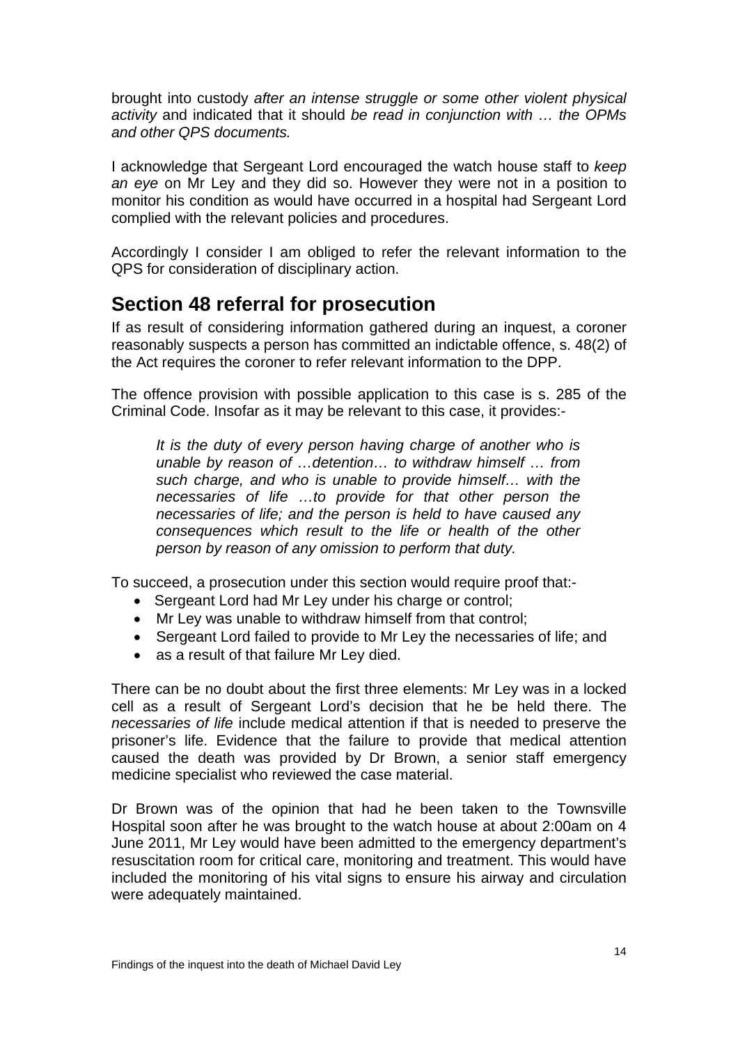brought into custody *after an intense struggle or some other violent physical activity* and indicated that it should *be read in conjunction with … the OPMs and other QPS documents.*

I acknowledge that Sergeant Lord encouraged the watch house staff to *keep an eye* on Mr Ley and they did so. However they were not in a position to monitor his condition as would have occurred in a hospital had Sergeant Lord complied with the relevant policies and procedures.

Accordingly I consider I am obliged to refer the relevant information to the QPS for consideration of disciplinary action.

## Section 48 referral for prosecution

If as result of considering information gathered during an inquest, a coroner reasonably suspects a person has committed an indictable offence, s. 48(2) of the Act requires the coroner to refer relevant information to the DPP.

The offence provision with possible application to this case is s. 285 of the Criminal Code. Insofar as it may be relevant to this case, it provides:-

> *It is the duty of every person having charge of another who is unable by reason of …detention… to withdraw himself … from such charge, and who is unable to provide himself… with the necessaries of life …to provide for that other person the necessaries of life; and the person is held to have caused any consequences which result to the life or health of the other person by reason of any omission to perform that duty.*

To succeed, a prosecution under this section would require proof that:-

- Sergeant Lord had Mr Ley under his charge or control;
- Mr Ley was unable to withdraw himself from that control;
- Sergeant Lord failed to provide to Mr Ley the necessaries of life; and
- as a result of that failure Mr Ley died.

There can be no doubt about the first three elements: Mr Ley was in a locked cell as a result of Sergeant Lord's decision that he be held there. The *necessaries of life* include medical attention if that is needed to preserve the prisoner's life. Evidence that the failure to provide that medical attention caused the death was provided by Dr Brown, a senior staff emergency medicine specialist who reviewed the case material.

Dr Brown was of the opinion that had he been taken to the Townsville Hospital soon after he was brought to the watch house at about 2:00am on 4 June 2011, Mr Ley would have been admitted to the emergency department's resuscitation room for critical care, monitoring and treatment. This would have included the monitoring of his vital signs to ensure his airway and circulation were adequately maintained.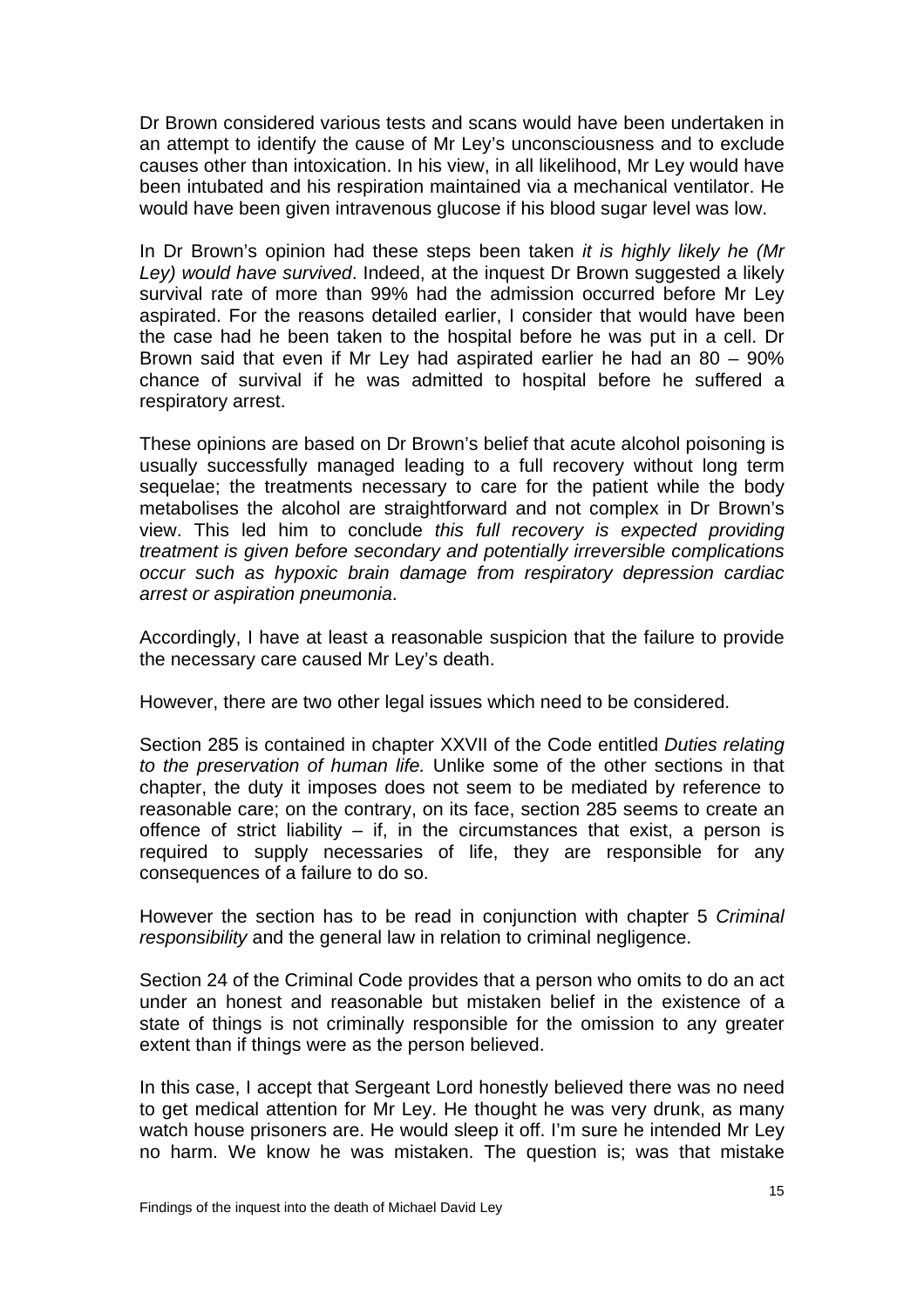Dr Brown considered various tests and scans would have been undertaken in an attempt to identify the cause of Mr Ley's unconsciousness and to exclude causes other than intoxication. In his view, in all likelihood, Mr Ley would have been intubated and his respiration maintained via a mechanical ventilator. He would have been given intravenous glucose if his blood sugar level was low.

In Dr Brown's opinion had these steps been taken *it is highly likely he (Mr Ley) would have survived*. Indeed, at the inquest Dr Brown suggested a likely survival rate of more than 99% had the admission occurred before Mr Ley aspirated. For the reasons detailed earlier, I consider that would have been the case had he been taken to the hospital before he was put in a cell. Dr Brown said that even if Mr Ley had aspirated earlier he had an 80 – 90% chance of survival if he was admitted to hospital before he suffered a respiratory arrest.

These opinions are based on Dr Brown's belief that acute alcohol poisoning is usually successfully managed leading to a full recovery without long term sequelae; the treatments necessary to care for the patient while the body metabolises the alcohol are straightforward and not complex in Dr Brown's view. This led him to conclude *this full recovery is expected providing treatment is given before secondary and potentially irreversible complications occur such as hypoxic brain damage from respiratory depression cardiac arrest or aspiration pneumonia*.

Accordingly, I have at least a reasonable suspicion that the failure to provide the necessary care caused Mr Ley's death.

However, there are two other legal issues which need to be considered.

Section 285 is contained in chapter XXVII of the Code entitled *Duties relating to the preservation of human life.* Unlike some of the other sections in that chapter, the duty it imposes does not seem to be mediated by reference to reasonable care; on the contrary, on its face, section 285 seems to create an offence of strict liability – if, in the circumstances that exist, a person is required to supply necessaries of life, they are responsible for any consequences of a failure to do so.

However the section has to be read in conjunction with chapter 5 *Criminal responsibility* and the general law in relation to criminal negligence.

Section 24 of the Criminal Code provides that a person who omits to do an act under an honest and reasonable but mistaken belief in the existence of a state of things is not criminally responsible for the omission to any greater extent than if things were as the person believed.

In this case, I accept that Sergeant Lord honestly believed there was no need to get medical attention for Mr Ley. He thought he was very drunk, as many watch house prisoners are. He would sleep it off. I'm sure he intended Mr Ley no harm. We know he was mistaken. The question is; was that mistake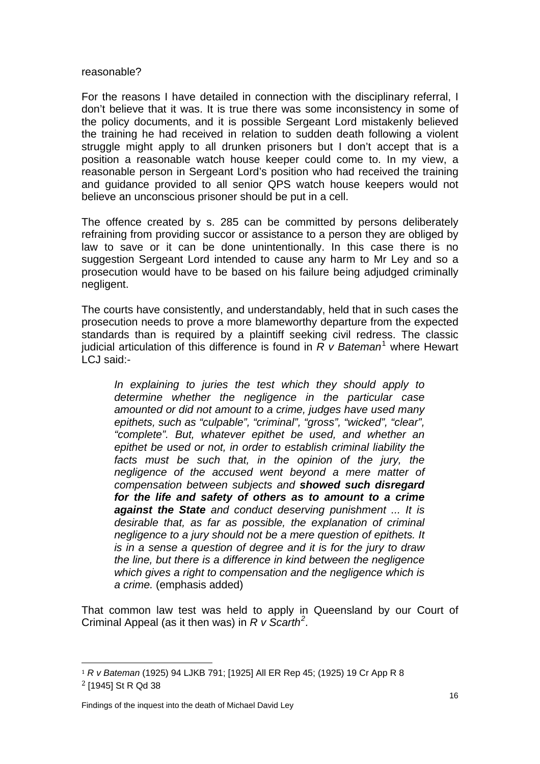reasonable?

For the reasons I have detailed in connection with the disciplinary referral, I don't believe that it was. It is true there was some inconsistency in some of the policy documents, and it is possible Sergeant Lord mistakenly believed the training he had received in relation to sudden death following a violent struggle might apply to all drunken prisoners but I don't accept that is a position a reasonable watch house keeper could come to. In my view, a reasonable person in Sergeant Lord's position who had received the training and guidance provided to all senior QPS watch house keepers would not believe an unconscious prisoner should be put in a cell.

The offence created by s. 285 can be committed by persons deliberately refraining from providing succor or assistance to a person they are obliged by law to save or it can be done unintentionally. In this case there is no suggestion Sergeant Lord intended to cause any harm to Mr Ley and so a prosecution would have to be based on his failure being adjudged criminally negligent.

The courts have consistently, and understandably, held that in such cases the prosecution needs to prove a more blameworthy departure from the expected standards than is required by a plaintiff seeking civil redress. The classic judicial articulation of this difference is found in *R v Bateman*[1] where Hewart LCJ said:-

> *In explaining to juries the test which they should apply to determine whether the negligence in the particular case amounted or did not amount to a crime, judges have used many epithets, such as "culpable", "criminal", "gross", "wicked", "clear", "complete". But, whatever epithet be used, and whether an epithet be used or not, in order to establish criminal liability the facts must be such that, in the opinion of the jury, the negligence of the accused went beyond a mere matter of compensation between subjects and* ***showed such disregard for the life and safety of others as to amount to a crime against the State*** *and conduct deserving punishment ... It is desirable that, as far as possible, the explanation of criminal negligence to a jury should not be a mere question of epithets. It is in a sense a question of degree and it is for the jury to draw the line, but there is a difference in kind between the negligence which gives a right to compensation and the negligence which is a crime.* (emphasis added)

That common law test was held to apply in Queensland by our Court of Criminal Appeal (as it then was) in *R v Scarth*[2].

---

[1] *R v Bateman* (1925) 94 LJKB 791; [1925] All ER Rep 45; (1925) 19 Cr App R 8

[2] [1945] St R Qd 38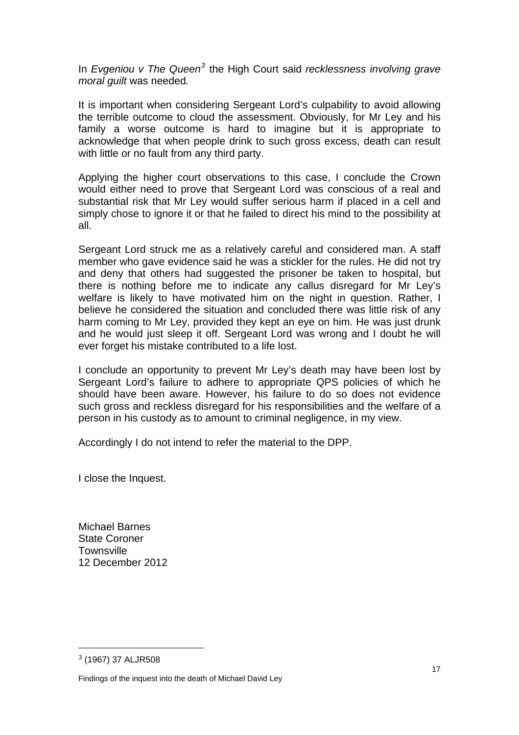In *Evgeniou v The Queen*[3] the High Court said *recklessness involving grave moral guilt* was needed*.*

It is important when considering Sergeant Lord's culpability to avoid allowing the terrible outcome to cloud the assessment. Obviously, for Mr Ley and his family a worse outcome is hard to imagine but it is appropriate to acknowledge that when people drink to such gross excess, death can result with little or no fault from any third party.

Applying the higher court observations to this case, I conclude the Crown would either need to prove that Sergeant Lord was conscious of a real and substantial risk that Mr Ley would suffer serious harm if placed in a cell and simply chose to ignore it or that he failed to direct his mind to the possibility at all.

Sergeant Lord struck me as a relatively careful and considered man. A staff member who gave evidence said he was a stickler for the rules. He did not try and deny that others had suggested the prisoner be taken to hospital, but there is nothing before me to indicate any callus disregard for Mr Ley's welfare is likely to have motivated him on the night in question. Rather, I believe he considered the situation and concluded there was little risk of any harm coming to Mr Ley, provided they kept an eye on him. He was just drunk and he would just sleep it off. Sergeant Lord was wrong and I doubt he will ever forget his mistake contributed to a life lost.

I conclude an opportunity to prevent Mr Ley's death may have been lost by Sergeant Lord's failure to adhere to appropriate QPS policies of which he should have been aware. However, his failure to do so does not evidence such gross and reckless disregard for his responsibilities and the welfare of a person in his custody as to amount to criminal negligence, in my view.

Accordingly I do not intend to refer the material to the DPP.

I close the Inquest.

Michael Barnes  
State Coroner  
Townsville  
12 December 2012

[3] (1967) 37 ALJR508